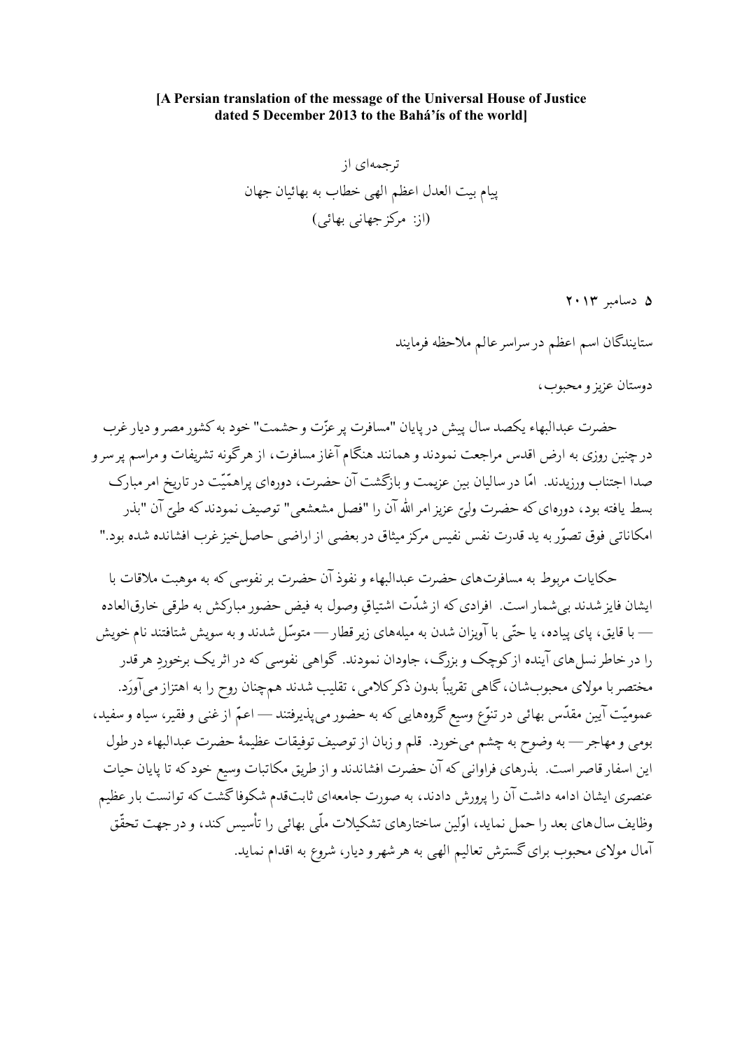**[A Persian translation of the message of the Universal House of Justice dated 5 December 2013 to the Bahá'ís of the world]**

ترجمه‌ای از
پیام بیت العدل اعظم الهی خطاب به بهائیان جهان
(از: مرکز جهانی بهائی)

۵ دسامبر ۲۰۱۳

ستایندگان اسم اعظم در سراسر عالم ملاحظه فرمایند

دوستان عزیز و محبوب،

حضرت عبدالبهاء یکصد سال پیش در پایان "مسافرت پر عزّت و حشمت" خود به کشور مصر و دیار غرب در چنین روزی به ارض اقدس مراجعت نمودند و همانند هنگام آغاز مسافرت، از هرگونه تشریفات و مراسم پر سر و صدا اجتناب ورزیدند. امّا در سالیان بین عزیمت و بازگشت آن حضرت، دوره‌ای پراهمّیّت در تاریخ امر مبارک بسط یافته بود، دوره‌ای که حضرت ولیّ عزیز امر الله آن را "فصل مشعشعی" توصیف نمودند که طیّ آن "بذر امکاناتی فوق تصوّر به ید قدرت نفس نفیس مرکز میثاق در بعضی از اراضی حاصل‌خیز غرب افشانده شده بود."

حکایات مربوط به مسافرت‌های حضرت عبدالبهاء و نفوذ آن حضرت بر نفوسی که به موهبت ملاقات با ایشان فایز شدند بی‌شمار است. افرادی که از شدّت اشتیاقِ وصول به فیض حضور مبارکش به طرقی خارق‌العاده — با قایق، پای پیاده، یا حتّی با آویزان شدن به میله‌های زیر قطار — متوسّل شدند و به سویش شتافتند نام خویش را در خاطر نسل‌های آینده از کوچک و بزرگ، جاودان نمودند. گواهی نفوسی که در اثر یک برخوردِ هر قدر مختصر با مولای محبوب‌شان، گاهی تقریباً بدون ذکر کلامی، تقلیب شدند هم‌چنان روح را به اهتزاز می‌آورَد. عمومیّت آیین مقدّس بهائی در تنوّع وسیع گروه‌هایی که به حضور می‌پذیرفتند — اعمّ از غنی و فقیر، سیاه و سفید، بومی و مهاجر — به وضوح به چشم می‌خورد. قلم و زبان از توصیف توفیقات عظیمهٔ حضرت عبدالبهاء در طول این اسفار قاصر است. بذرهای فراوانی که آن حضرت افشاندند و از طریق مکاتبات وسیع خود که تا پایان حیات عنصری ایشان ادامه داشت آن را پرورش دادند، به صورت جامعه‌ای ثابت‌قدم شکوفا گشت که توانست بار عظیم وظایف سال‌های بعد را حمل نماید، اوّلین ساختارهای تشکیلات ملّی بهائی را تأسیس کند، و در جهت تحقّق آمال مولای محبوب برای گسترش تعالیم الهی به هر شهر و دیار، شروع به اقدام نماید.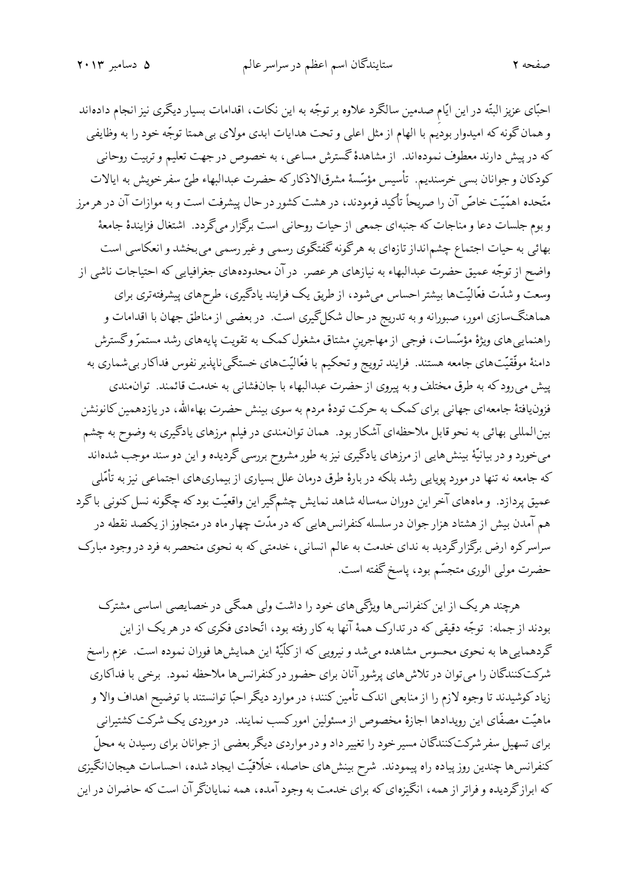احبّای عزیز البتّه در این ایّام صدمین سالگرد علاوه بر توجّه به این نکات، اقدامات بسیار دیگری نیز انجام داده‌اند و همان گونه که امیدوار بودیم با الهام از مثل اعلی و تحت هدایات ابدی مولای بی‌همتا توجّه خود را به وظایفی که در پیش دارند معطوف نموده‌اند. از مشاهدهٔ گسترش مساعی، به خصوص در جهت تعلیم و تربیت روحانی کودکان و جوانان بسی خرسندیم. تأسیس مؤسّسهٔ مشرق‌الاذکار که حضرت عبدالبهاء طیّ سفر خویش به ایالات متّحده اهمّیّت خاصّ آن را صریحاً تأکید فرمودند، در هشت کشور در حال پیشرفت است و به موازات آن در هر مرز و بوم جلسات دعا و مناجات که جنبه‌ای جمعی از حیات روحانی است برگزار می‌گردد. اشتغال فزایندهٔ جامعهٔ بهائی به حیات اجتماع چشم‌انداز تازه‌ای به هرگونه گفتگوی رسمی و غیر رسمی می‌بخشد و انعکاسی است واضح از توجّه عمیق حضرت عبدالبهاء به نیازهای هر عصر. در آن محدوده‌های جغرافیایی که احتیاجات ناشی از وسعت و شدّت فعّالیّت‌ها بیشتر احساس می‌شود، از طریق یک فرایند یادگیری، طرح‌های پیشرفته‌تری برای هماهنگ‌سازی امور، صبورانه و به تدریج در حال شکل‌گیری است. در بعضی از مناطق جهان با اقدامات و راهنمایی‌های ویژهٔ مؤسّسات، فوجی از مهاجرینِ مشتاق مشغول کمک به تقویت پایه‌های رشد مستمرّ و گسترش دامنهٔ موفّقیّت‌های جامعه هستند. فرایند ترویج و تحکیم با فعّالیّت‌های خستگی‌ناپذیر نفوس فداکار بی‌شماری به پیش می‌رود که به طرق مختلف و به پیروی از حضرت عبدالبهاء با جان‌فشانی به خدمت قائمند. توانمندی فزون‌یافتهٔ جامعه‌ای جهانی برای کمک به حرکت تودهٔ مردم به سوی بینش حضرت بهاءالله، در یازدهمین کانونشن بین‌المللی بهائی به نحو قابل ملاحظه‌ای آشکار بود. همان توانمندی در فیلم مرزهای یادگیری به وضوح به چشم می‌خورد و در بیانیّهٔ بینش‌هایی از مرزهای یادگیری نیز به طور مشروح بررسی گردیده و این دو سند موجب شده‌اند که جامعه نه تنها در مورد پویایی رشد بلکه در بارهٔ طرق درمان علل بسیاری از بیماری‌های اجتماعی نیز به تأمّلی عمیق پردازد. و ماه‌های آخر این دوران سه‌ساله شاهد نمایش چشم‌گیر این واقعیّت بود که چگونه نسل کنونی با گرد هم آمدن بیش از هشتاد هزار جوان در سلسله کنفرانس‌هایی که در مدّت چهار ماه در متجاوز از یکصد نقطه در سراسر کره ارض برگزار گردید به ندای خدمت به عالم انسانی، خدمتی که به نحوی منحصر به فرد در وجود مبارک حضرت مولی الوری متجسّم بود، پاسخ گفته است.

هرچند هر یک از این کنفرانس‌ها ویژگی‌های خود را داشت ولی همگی در خصایصی اساسی مشترک بودند از جمله: توجّه دقیقی که در تدارک همهٔ آنها به کار رفته بود، اتّحادی فکری که در هر یک از این گردهمایی‌ها به نحوی محسوس مشاهده می‌شد و نیرویی که از کلّیّهٔ این همایش‌ها فوران نموده است. عزم راسخ شرکت‌کنندگان را می‌توان در تلاش‌های پرشور آنان برای حضور در کنفرانس‌ها ملاحظه نمود. برخی با فداکاری زیاد کوشیدند تا وجوه لازم را از منابعی اندک تأمین کنند؛ در موارد دیگر احبّا توانستند با توضیح اهداف والا و ماهیّت مصفّای این رویدادها اجازهٔ مخصوص از مسئولین امور کسب نمایند. در موردی یک شرکت کشتیرانی برای تسهیل سفر شرکت‌کنندگان مسیر خود را تغییر داد و در مواردی دیگر بعضی از جوانان برای رسیدن به محلّ کنفرانس‌ها چندین روز پیاده راه پیمودند. شرح بینش‌های حاصله، خلّاقیّت ایجاد شده، احساسات هیجان‌انگیزی که ابراز گردیده و فراتر از همه، انگیزه‌ای که برای خدمت به وجود آمده، همه نمایانگر آن است که حاضران در این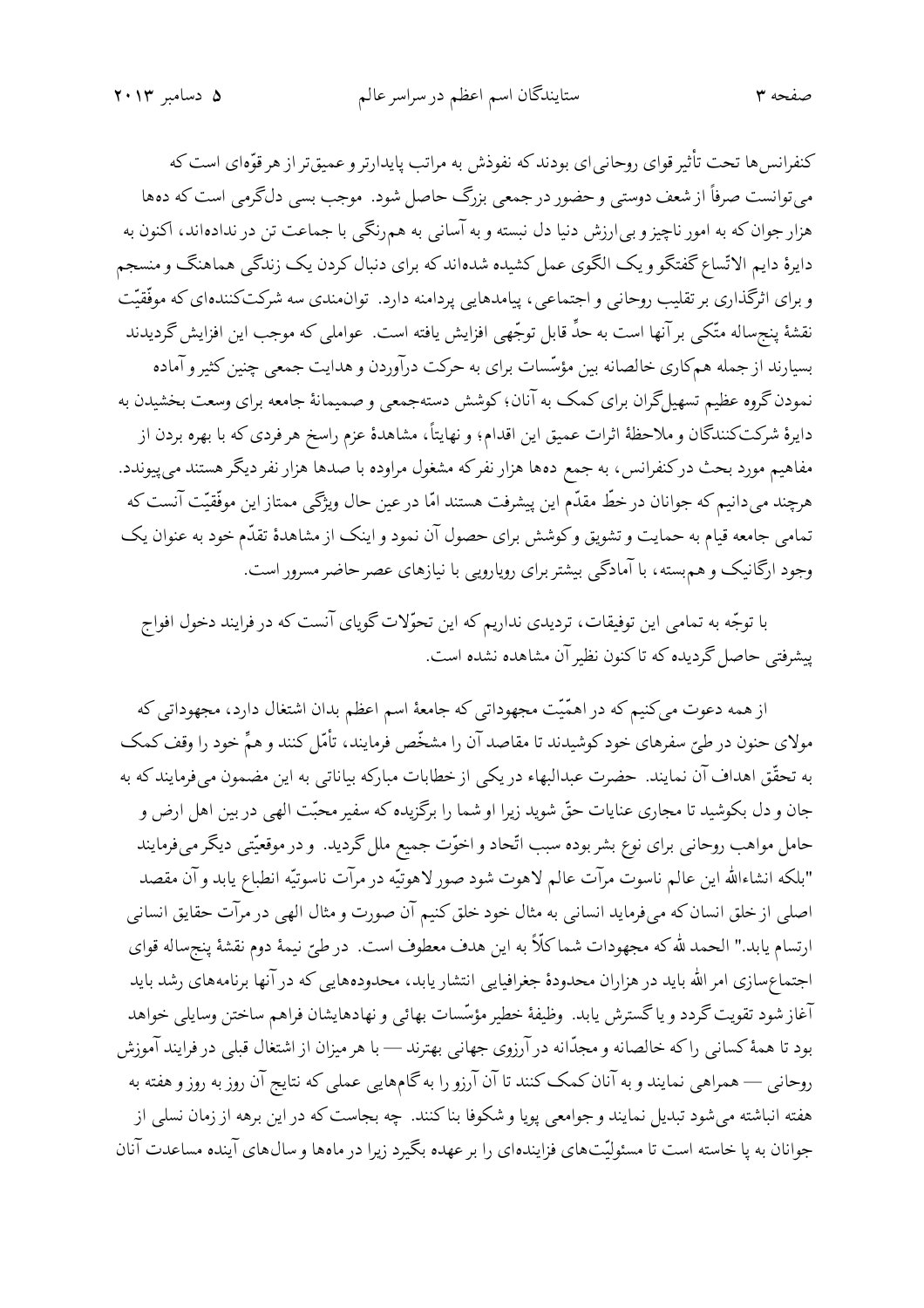کنفرانس‌ها تحت تأثیر قوای روحانی‌ای بودند که نفوذش به مراتب پایدارتر و عمیق‌تر از هر قوّه‌ای است که می‌توانست صرفاً از شعف دوستی و حضور در جمعی بزرگ حاصل شود. موجب بسی دل‌گرمی است که ده‌ها هزار جوان که به امور ناچیز و بی‌ارزش دنیا دل نبسته و به آسانی به هم‌رنگی با جماعت تن در نداده‌اند، اکنون به دایرهٔ دایم الاتّساع گفتگو و یک الگوی عمل کشیده شده‌اند که برای دنبال کردن یک زندگی هماهنگ و منسجم و برای اثرگذاری بر تقلیب روحانی و اجتماعی، پیامدهایی پردامنه دارد. توان‌مندی سه شرکت‌کننده‌ای که موفّقیّت نقشهٔ پنج‌ساله متّکی بر آنها است به حدِّ قابل توجّهی افزایش یافته است. عواملی که موجب این افزایش گردیدند بسیارند از جمله هم‌کاری خالصانه بین مؤسّسات برای به حرکت درآوردن و هدایت جمعی چنین کثیر و آماده نمودن گروه عظیم تسهیل‌گران برای کمک به آنان؛ کوشش دسته‌جمعی و صمیمانهٔ جامعه برای وسعت بخشیدن به دایرهٔ شرکت‌کنندگان و ملاحظهٔ اثرات عمیق این اقدام؛ و نهایتاً، مشاهدهٔ عزم راسخ هر فردی که با بهره بردن از مفاهیم مورد بحث در کنفرانس، به جمع ده‌ها هزار نفر که مشغول مراوده با صدها هزار نفر دیگر هستند می‌پیوندد. هرچند می‌دانیم که جوانان در خطّ مقدّم این پیشرفت هستند امّا در عین حال ویژگی ممتاز این موفّقیّت آنست که تمامی جامعه قیام به حمایت و تشویق و کوشش برای حصول آن نمود و اینک از مشاهدهٔ تقدّم خود به عنوان یک وجود ارگانیک و هم‌بسته، با آمادگی بیشتر برای رویارویی با نیازهای عصر حاضر مسرور است.

با توجّه به تمامی این توفیقات، تردیدی نداریم که این تحوّلات گویای آنست که در فرایند دخول افواج پیشرفتی حاصل گردیده که تا کنون نظیر آن مشاهده نشده است.

از همه دعوت می‌کنیم که در اهمّیّت مجهوداتی که جامعهٔ اسم اعظم بدان اشتغال دارد، مجهوداتی که مولای حنون در طیّ سفرهای خود کوشیدند تا مقاصد آن را مشخّص فرمایند، تأمّل کنند و همّ خود را وقف کمک به تحقّق اهداف آن نمایند. حضرت عبدالبهاء در یکی از خطابات مبارکه بیاناتی به این مضمون می‌فرمایند که به جان و دل بکوشید تا مجاری عنایات حقّ شوید زیرا او شما را برگزیده که سفیر محبّت الهی در بین اهل ارض و حامل مواهب روحانی برای نوع بشر بوده سبب اتّحاد و اخوّت جمیع ملل گردید. و در موقعیّتی دیگر می‌فرمایند "بلکه انشاءالله این عالم ناسوت مرآت عالم لاهوت شود صور لاهوتیّه در مرآت ناسوتیّه انطباع یابد و آن مقصد اصلی از خلق انسان که می‌فرماید انسانی به مثال خود خلق کنیم آن صورت و مثال الهی در مرآت حقایق انسانی ارتسام یابد." الحمد لله که مجهودات شما کلاً به این هدف معطوف است. در طیّ نیمهٔ دوم نقشهٔ پنج‌ساله قوای اجتماع‌سازی امر الله باید در هزاران محدودهٔ جغرافیایی انتشار یابد، محدوده‌هایی که در آنها برنامه‌های رشد باید آغاز شود تقویت گردد و یا گسترش یابد. وظیفهٔ خطیر مؤسّسات بهائی و نهادهایشان فراهم ساختن وسایلی خواهد بود تا همهٔ کسانی را که خالصانه و مجدّانه در آرزوی جهانی بهترند — با هر میزان از اشتغال قبلی در فرایند آموزش روحانی — همراهی نمایند و به آنان کمک کنند تا آن آرزو را به گام‌هایی عملی که نتایج آن روز به روز و هفته به هفته انباشته می‌شود تبدیل نمایند و جوامعی پویا و شکوفا بنا کنند. چه بجاست که در این برهه از زمان نسلی از جوانان به پا خاسته است تا مسئولیّت‌های فزاینده‌ای را بر عهده بگیرد زیرا در ماه‌ها و سال‌های آینده مساعدت آنان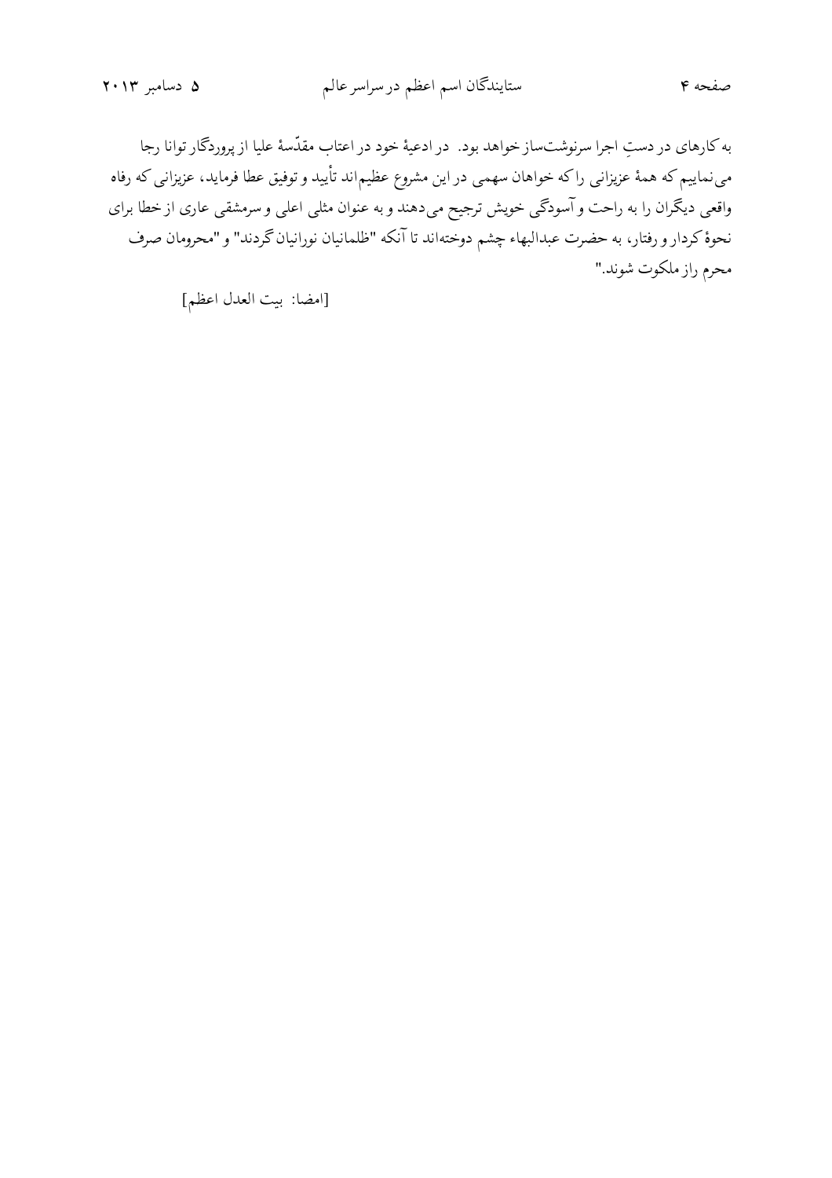به کارهای در دستِ اجرا سرنوشت‌ساز خواهد بود.  در ادعیهٔ خود در اعتاب مقدّسهٔ علیا از پروردگار توانا رجا می‌نماییم که همهٔ عزیزانی را که خواهان سهمی در این مشروع عظیم‌اند تأیید و توفیق عطا فرماید، عزیزانی که رفاه واقعی دیگران را به راحت و آسودگی خویش ترجیح می‌دهند و به عنوان مثلی اعلی و سرمشقی عاری از خطا برای نحوهٔ کردار و رفتار، به حضرت عبدالبهاء چشم دوخته‌اند تا آنکه "ظلمانیان نورانیان گردند" و "محرومان صرف محرم راز ملکوت شوند."

[امضا:  بیت العدل اعظم]